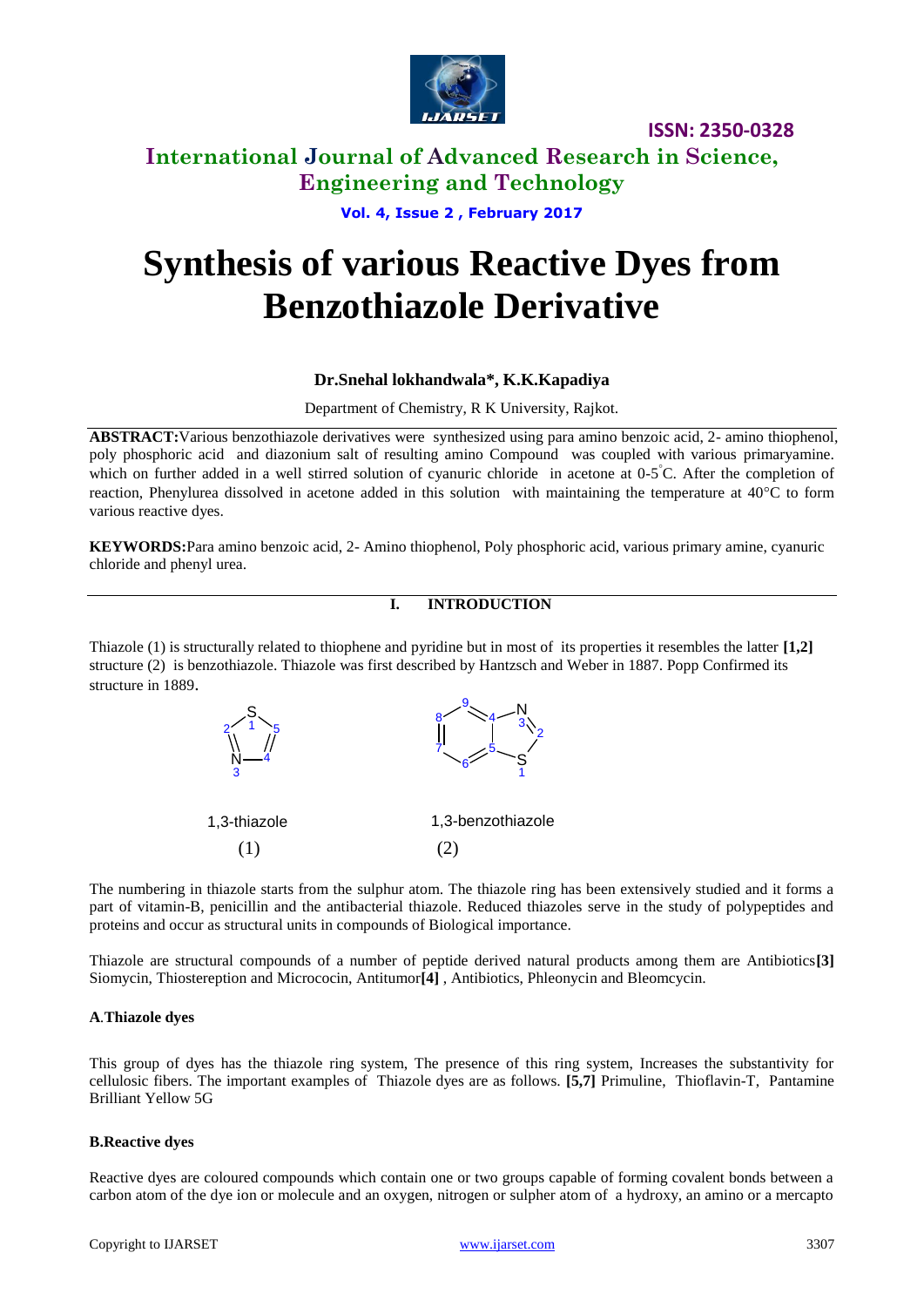# Synthesis of various Reactive Dyes from Benzothiazole Derivative

**Dr.Snehal lokhandwala*, K.K.Kapadiya**

Department of Chemistry, R K University, Rajkot.

**ABSTRACT:** Various benzothiazole derivatives were synthesized using para amino benzoic acid, 2- amino thiophenol, poly phosphoric acid and diazonium salt of resulting amino Compound was coupled with various primaryamine. which on further added in a well stirred solution of cyanuric chloride in acetone at 0-5°C. After the completion of reaction, Phenylurea dissolved in acetone added in this solution with maintaining the temperature at 40°C to form various reactive dyes.

**KEYWORDS:** Para amino benzoic acid, 2- Amino thiophenol, Poly phosphoric acid, various primary amine, cyanuric chloride and phenyl urea.

## I. INTRODUCTION

Thiazole (1) is structurally related to thiophene and pyridine but in most of its properties it resembles the latter **[1,2]** structure (2) is benzothiazole. Thiazole was first described by Hantzsch and Weber in 1887. Popp Confirmed its structure in 1889.

1,3-thiazole

(1)

1,3-benzothiazole

(2)

The numbering in thiazole starts from the sulphur atom. The thiazole ring has been extensively studied and it forms a part of vitamin-B, penicillin and the antibacterial thiazole. Reduced thiazoles serve in the study of polypeptides and proteins and occur as structural units in compounds of Biological importance.

Thiazole are structural compounds of a number of peptide derived natural products among them are Antibiotics **[3]** Siomycin, Thiostereption and Micrococin, Antitumor **[4]** , Antibiotics, Phleonycin and Bleomcycin.

### A. Thiazole dyes

This group of dyes has the thiazole ring system, The presence of this ring system, Increases the substantivity for cellulosic fibers. The important examples of Thiazole dyes are as follows. **[5,7]** Primuline, Thioflavin-T, Pantamine Brilliant Yellow 5G

### B. Reactive dyes

Reactive dyes are coloured compounds which contain one or two groups capable of forming covalent bonds between a carbon atom of the dye ion or molecule and an oxygen, nitrogen or sulpher atom of a hydroxy, an amino or a mercapto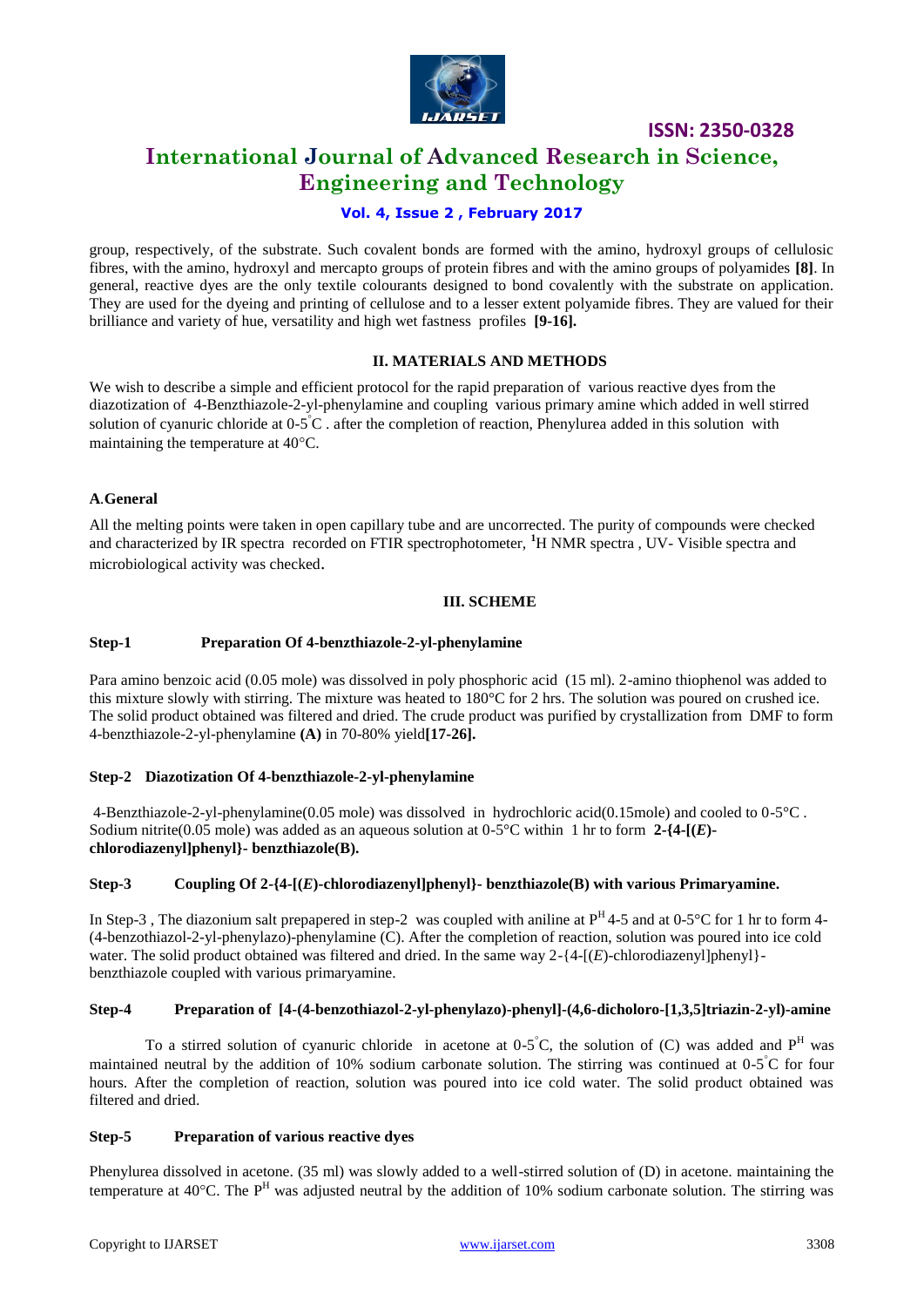group, respectively, of the substrate. Such covalent bonds are formed with the amino, hydroxyl groups of cellulosic fibres, with the amino, hydroxyl and mercapto groups of protein fibres and with the amino groups of polyamides **[8]**. In general, reactive dyes are the only textile colourants designed to bond covalently with the substrate on application. They are used for the dyeing and printing of cellulose and to a lesser extent polyamide fibres. They are valued for their brilliance and variety of hue, versatility and high wet fastness profiles **[9-16].**

## II. MATERIALS AND METHODS

We wish to describe a simple and efficient protocol for the rapid preparation of various reactive dyes from the diazotization of 4-Benzthiazole-2-yl-phenylamine and coupling various primary amine which added in well stirred solution of cyanuric chloride at 0-5°C . after the completion of reaction, Phenylurea added in this solution with maintaining the temperature at 40°C.

### A.General

All the melting points were taken in open capillary tube and are uncorrected. The purity of compounds were checked and characterized by IR spectra recorded on FTIR spectrophotometer, $^{1}$H NMR spectra , UV- Visible spectra and microbiological activity was checked.

## III. SCHEME

### Step-1 Preparation Of 4-benzthiazole-2-yl-phenylamine

Para amino benzoic acid (0.05 mole) was dissolved in poly phosphoric acid (15 ml). 2-amino thiophenol was added to this mixture slowly with stirring. The mixture was heated to 180°C for 2 hrs. The solution was poured on crushed ice. The solid product obtained was filtered and dried. The crude product was purified by crystallization from DMF to form 4-benzthiazole-2-yl-phenylamine **(A)** in 70-80% yield**[17-26].**

### Step-2 Diazotization Of 4-benzthiazole-2-yl-phenylamine

4-Benzthiazole-2-yl-phenylamine(0.05 mole) was dissolved in hydrochloric acid(0.15mole) and cooled to 0-5°C . Sodium nitrite(0.05 mole) was added as an aqueous solution at 0-5°C within 1 hr to form **2-{4-[(*E*)-chlorodiazenyl]phenyl}- benzthiazole(B).**

### Step-3 Coupling Of 2-{4-[(*E*)-chlorodiazenyl]phenyl}- benzthiazole(B) with various Primaryamine.

In Step-3 , The diazonium salt prepapered in step-2 was coupled with aniline at P$^{H}$ 4-5 and at 0-5°C for 1 hr to form 4-(4-benzothiazol-2-yl-phenylazo)-phenylamine (C). After the completion of reaction, solution was poured into ice cold water. The solid product obtained was filtered and dried. In the same way 2-{4-[(*E*)-chlorodiazenyl]phenyl}-benzthiazole coupled with various primaryamine.

### Step-4 Preparation of [4-(4-benzothiazol-2-yl-phenylazo)-phenyl]-(4,6-dicholoro-[1,3,5]triazin-2-yl)-amine

To a stirred solution of cyanuric chloride in acetone at 0-5°C, the solution of (C) was added and P$^{H}$ was maintained neutral by the addition of 10% sodium carbonate solution. The stirring was continued at 0-5°C for four hours. After the completion of reaction, solution was poured into ice cold water. The solid product obtained was filtered and dried.

### Step-5 Preparation of various reactive dyes

Phenylurea dissolved in acetone. (35 ml) was slowly added to a well-stirred solution of (D) in acetone. maintaining the temperature at 40°C. The P$^{H}$ was adjusted neutral by the addition of 10% sodium carbonate solution. The stirring was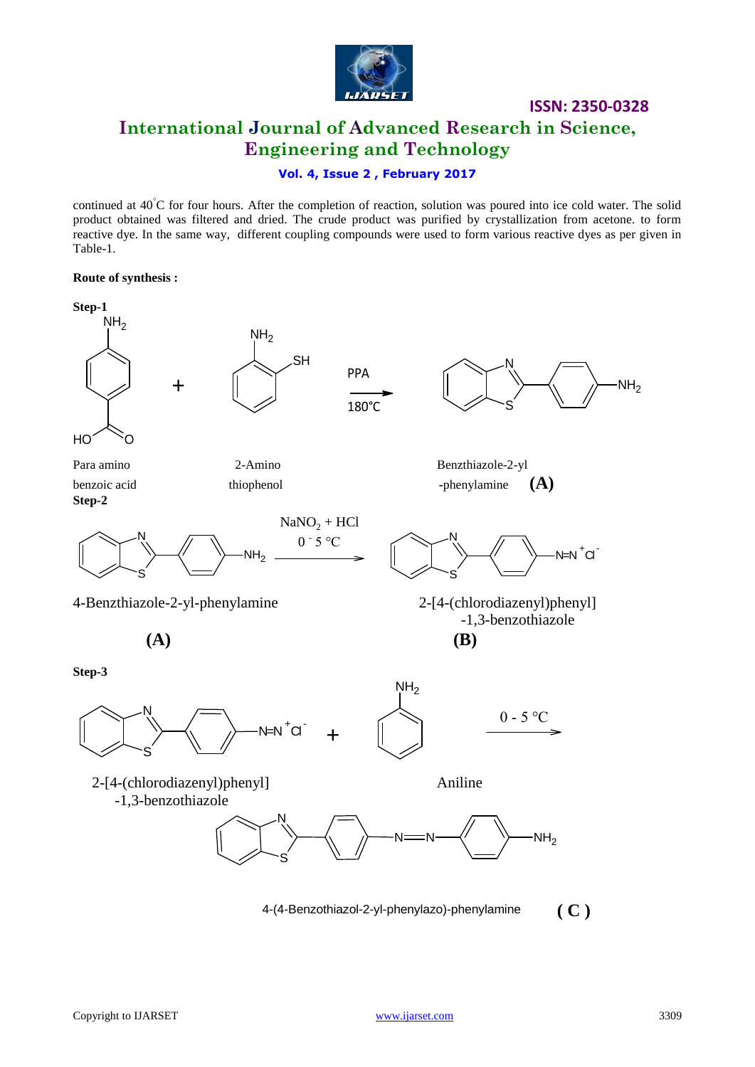continued at 40°C for four hours. After the completion of reaction, solution was poured into ice cold water. The solid product obtained was filtered and dried. The crude product was purified by crystallization from acetone. to form reactive dye. In the same way, different coupling compounds were used to form various reactive dyes as per given in Table-1.

**Route of synthesis :**

**Step-1**

Para amino benzoic acid + 2-Amino thiophenol —(PPA, 180°C)→ Benzthiazole-2-yl -phenylamine **(A)**

**Step-2**

4-Benzthiazole-2-yl-phenylamine **(A)** —($NaNO_2$ + HCl, 0 - 5 °C)→ 2-[4-(chlorodiazenyl)phenyl] -1,3-benzothiazole **(B)**

**Step-3**

2-[4-(chlorodiazenyl)phenyl] -1,3-benzothiazole + Aniline —(0 - 5 °C)→ 4-(4-Benzothiazol-2-yl-phenylazo)-phenylamine **( C )**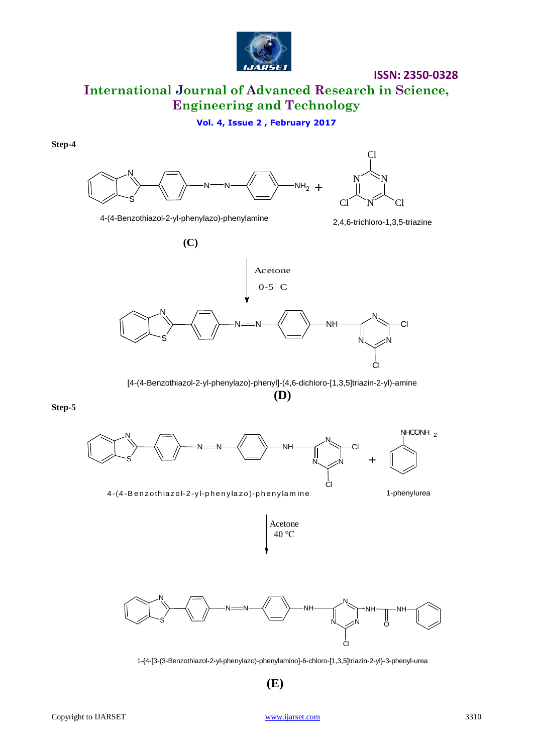**Step-4**

4-(4-Benzothiazol-2-yl-phenylazo)-phenylamine

2,4,6-trichloro-1,3,5-triazine

**(C)**

Acetone

0-5˙ C

[4-(4-Benzothiazol-2-yl-phenylazo)-phenyl]-(4,6-dichloro-[1,3,5]triazin-2-yl)-amine

**(D)**

**Step-5**

4-(4-Benzothiazol-2-yl-phenylazo)-phenylamine

1-phenylurea

Acetone
40 °C

1-{4-[3-(3-Benzothiazol-2-yl-phenylazo)-phenylamino]-6-chloro-[1,3,5]triazin-2-yl}-3-phenyl-urea

**(E)**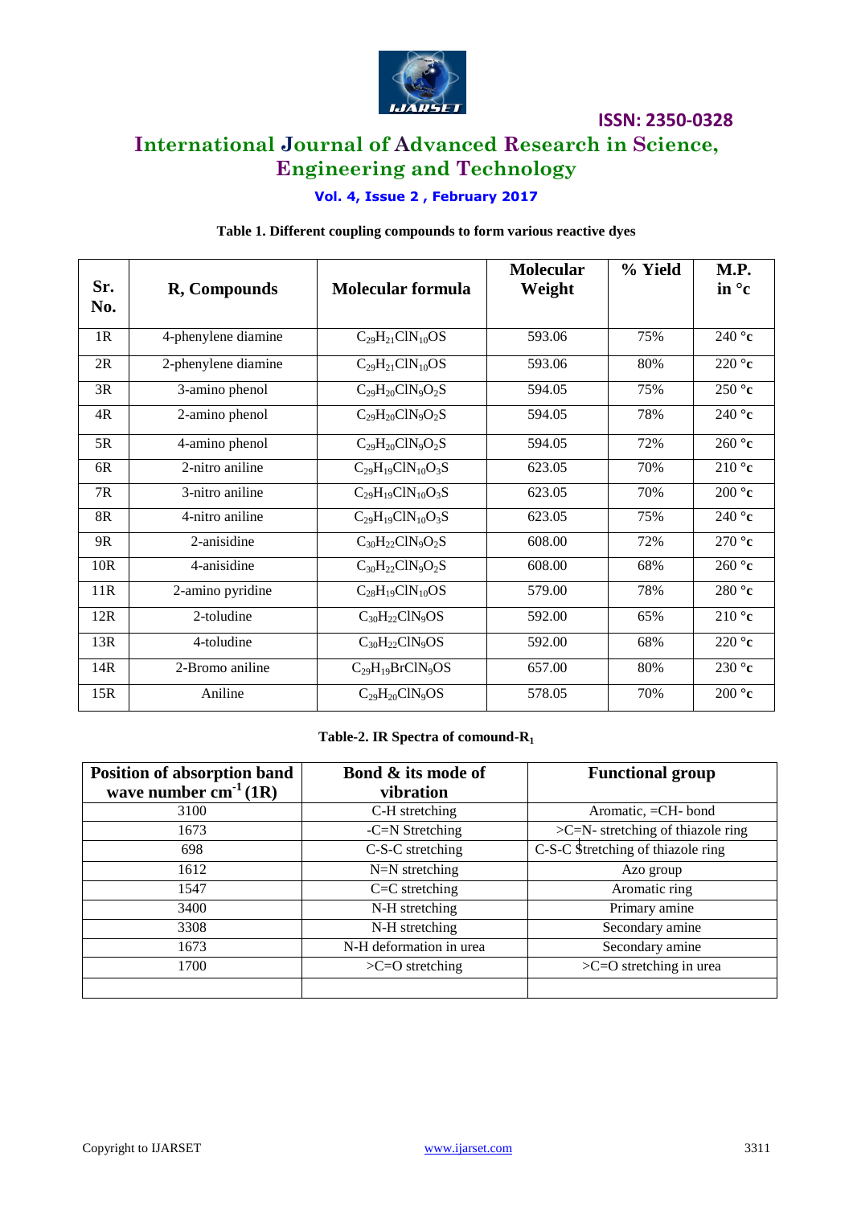**Table 1. Different coupling compounds to form various reactive dyes**

| Sr. No. | R, Compounds | Molecular formula | Molecular Weight | % Yield | M.P. in °c |
|---|---|---|---|---|---|
| 1R | 4-phenylene diamine | $C_{29}H_{21}ClN_{10}OS$ | 593.06 | 75% | 240 °c |
| 2R | 2-phenylene diamine | $C_{29}H_{21}ClN_{10}OS$ | 593.06 | 80% | 220 °c |
| 3R | 3-amino phenol | $C_{29}H_{20}ClN_{9}O_{2}S$ | 594.05 | 75% | 250 °c |
| 4R | 2-amino phenol | $C_{29}H_{20}ClN_{9}O_{2}S$ | 594.05 | 78% | 240 °c |
| 5R | 4-amino phenol | $C_{29}H_{20}ClN_{9}O_{2}S$ | 594.05 | 72% | 260 °c |
| 6R | 2-nitro aniline | $C_{29}H_{19}ClN_{10}O_{3}S$ | 623.05 | 70% | 210 °c |
| 7R | 3-nitro aniline | $C_{29}H_{19}ClN_{10}O_{3}S$ | 623.05 | 70% | 200 °c |
| 8R | 4-nitro aniline | $C_{29}H_{19}ClN_{10}O_{3}S$ | 623.05 | 75% | 240 °c |
| 9R | 2-anisidine | $C_{30}H_{22}ClN_{9}O_{2}S$ | 608.00 | 72% | 270 °c |
| 10R | 4-anisidine | $C_{30}H_{22}ClN_{9}O_{2}S$ | 608.00 | 68% | 260 °c |
| 11R | 2-amino pyridine | $C_{28}H_{19}ClN_{10}OS$ | 579.00 | 78% | 280 °c |
| 12R | 2-toludine | $C_{30}H_{22}ClN_{9}OS$ | 592.00 | 65% | 210 °c |
| 13R | 4-toludine | $C_{30}H_{22}ClN_{9}OS$ | 592.00 | 68% | 220 °c |
| 14R | 2-Bromo aniline | $C_{29}H_{19}BrClN_{9}OS$ | 657.00 | 80% | 230 °c |
| 15R | Aniline | $C_{29}H_{20}ClN_{9}OS$ | 578.05 | 70% | 200 °c |

**Table-2. IR Spectra of comound-$R_1$**

| Position of absorption band wave number $cm^{-1}$ (1R) | Bond & its mode of vibration | Functional group |
|---|---|---|
| 3100 | C-H stretching | Aromatic, =CH- bond |
| 1673 | -C=N Stretching | >C=N- stretching of thiazole ring |
| 698 | C-S-C stretching | C-S-C Stretching of thiazole ring |
| 1612 | N=N stretching | Azo group |
| 1547 | C=C stretching | Aromatic ring |
| 3400 | N-H stretching | Primary amine |
| 3308 | N-H stretching | Secondary amine |
| 1673 | N-H deformation in urea | Secondary amine |
| 1700 | >C=O stretching | >C=O stretching in urea |
| | | |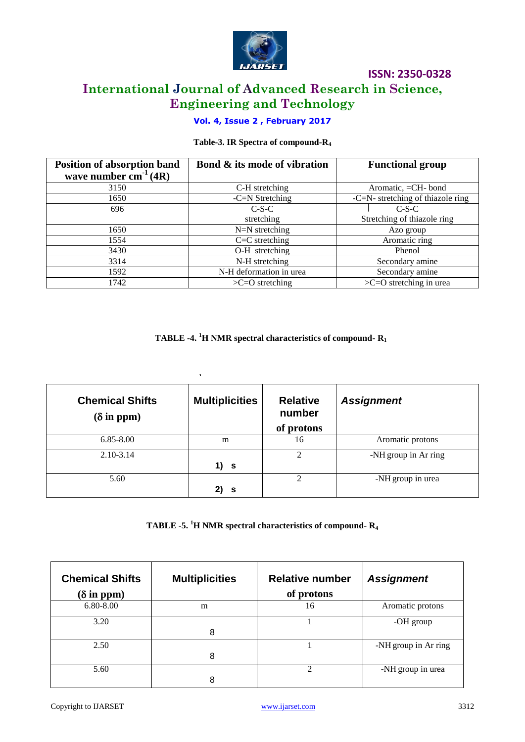**Table-3. IR Spectra of compound-$R_4$**

| Position of absorption band wave number $cm^{-1}$ (4R) | Bond & its mode of vibration | Functional group |
|---|---|---|
| 3150 | C-H stretching | Aromatic, =CH- bond |
| 1650 | -C=N Stretching | -C=N- stretching of thiazole ring |
| 696 | C-S-C stretching | C-S-C Stretching of thiazole ring |
| 1650 | N=N stretching | Azo group |
| 1554 | C=C stretching | Aromatic ring |
| 3430 | O-H stretching | Phenol |
| 3314 | N-H stretching | Secondary amine |
| 1592 | N-H deformation in urea | Secondary amine |
| 1742 | >C=O stretching | >C=O stretching in urea |

**TABLE -4. [1]H NMR spectral characteristics of compound- $R_1$**

| Chemical Shifts (δ in ppm) | Multiplicities | Relative number of protons | *Assignment* |
|---|---|---|---|
| 6.85-8.00 | m | 16 | Aromatic protons |
| 2.10-3.14 | 1) s | 2 | -NH group in Ar ring |
| 5.60 | 2) s | 2 | -NH group in urea |

**TABLE -5. [1]H NMR spectral characteristics of compound- $R_4$**

| Chemical Shifts (δ in ppm) | Multiplicities | Relative number of protons | *Assignment* |
|---|---|---|---|
| 6.80-8.00 | m | 16 | Aromatic protons |
| 3.20 | 8 | 1 | -OH group |
| 2.50 | 8 | 1 | -NH group in Ar ring |
| 5.60 | 8 | 2 | -NH group in urea |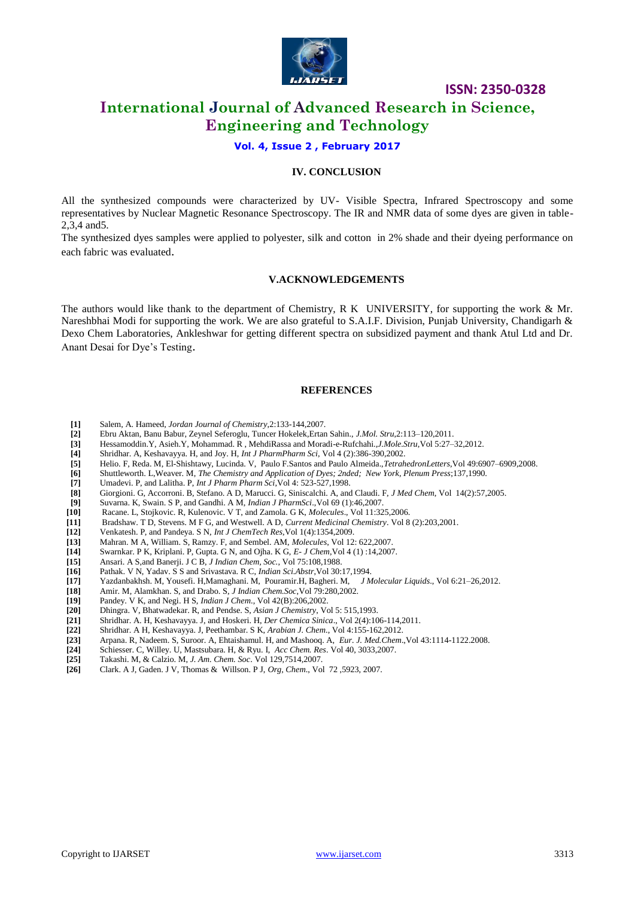## IV. CONCLUSION

All the synthesized compounds were characterized by UV- Visible Spectra, Infrared Spectroscopy and some representatives by Nuclear Magnetic Resonance Spectroscopy. The IR and NMR data of some dyes are given in table-2,3,4 and5.

The synthesized dyes samples were applied to polyester, silk and cotton in 2% shade and their dyeing performance on each fabric was evaluated.

## V.ACKNOWLEDGEMENTS

The authors would like thank to the department of Chemistry, R K UNIVERSITY, for supporting the work & Mr. Nareshbhai Modi for supporting the work. We are also grateful to S.A.I.F. Division, Punjab University, Chandigarh & Dexo Chem Laboratories, Ankleshwar for getting different spectra on subsidized payment and thank Atul Ltd and Dr. Anant Desai for Dye's Testing.

## REFERENCES

[1] Salem, A. Hameed, *Jordan Journal of Chemistry*,2:133-144,2007.

[2] Ebru Aktan, Banu Babur, Zeynel Seferoglu, Tuncer Hokelek,Ertan Sahin., *J.Mol. Stru*,2:113–120,2011.

[3] Hessamoddin.Y, Asieh.Y, Mohammad. R , MehdiRassa and Moradi-e-Rufchahi.,*J.Mole.Stru*,Vol 5:27–32,2012.

[4] Shridhar. A, Keshavayya. H, and Joy. H, *Int J PharmPharm Sci*, Vol 4 (2):386-390,2002.

[5] Helio. F, Reda. M, El-Shishtawy, Lucinda. V, Paulo F.Santos and Paulo Almeida.,*TetrahedronLetters*,Vol 49:6907–6909,2008.

[6] Shuttleworth. L,Weaver. M, *The Chemistry and Application of Dyes; 2nded; New York, Plenum Press*;137,1990.

[7] Umadevi. P, and Lalitha. P, *Int J Pharm Pharm Sci*,Vol 4: 523-527,1998.

[8] Giorgioni. G, Accorroni. B, Stefano. A D, Marucci. G, Siniscalchi. A, and Claudi. F, *J Med Chem*, Vol 14(2):57,2005.

[9] Suvarna. K, Swain. S P, and Gandhi. A M, *Indian J PharmSci*.,Vol 69 (1):46,2007.

[10] Racane. L, Stojkovic. R, Kulenovic. V T, and Zamola. G K, *Molecules*., Vol 11:325,2006.

[11] Bradshaw. T D, Stevens. M F G, and Westwell. A D, *Current Medicinal Chemistry*. Vol 8 (2):203,2001.

[12] Venkatesh. P, and Pandeya. S N, *Int J ChemTech Res*,Vol 1(4):1354,2009.

[13] Mahran. M A, William. S, Ramzy. F, and Sembel. AM, *Molecules*, Vol 12: 622,2007.

[14] Swarnkar. P K, Kriplani. P, Gupta. G N, and Ojha. K G, *E- J Chem*,Vol 4 (1) :14,2007.

[15] Ansari. A S,and Banerji. J C B, *J Indian Chem, Soc.*, Vol 75:108,1988.

[16] Pathak. V N, Yadav. S S and Srivastava. R C, *Indian Sci.Abstr*,Vol 30:17,1994.

[17] Yazdanbakhsh. M, Yousefi. H,Mamaghani. M, Pouramir.H, Bagheri. M, *J Molecular Liquids*., Vol 6:21–26,2012.

[18] Amir. M, Alamkhan. S, and Drabo. S, *J Indian Chem.Soc*,Vol 79:280,2002.

[19] Pandey. V K, and Negi. H S, *Indian J Chem*., Vol 42(B):206,2002.

[20] Dhingra. V, Bhatwadekar. R, and Pendse. S, *Asian J Chemistry*, Vol 5: 515,1993.

[21] Shridhar. A. H, Keshavayya. J, and Hoskeri. H, *Der Chemica Sinica*., Vol 2(4):106-114,2011.

[22] Shridhar. A H, Keshavayya. J, Peethambar. S K, *Arabian J. Chem*., Vol 4:155-162,2012.

[23] Arpana. R, Nadeem. S, Suroor. A, Ehtaishamul. H, and Mashooq. A, *Eur. J. Med.Chem*.,Vol 43:1114-1122.2008.

[24] Schiesser. C, Willey. U, Mastsubara. H, & Ryu. I, *Acc Chem. Res*. Vol 40, 3033,2007.

[25] Takashi. M, & Calzio. M, *J. Am. Chem. Soc*. Vol 129,7514,2007.

[26] Clark. A J, Gaden. J V, Thomas & Willson. P J, *Org, Chem*., Vol 72 ,5923, 2007.